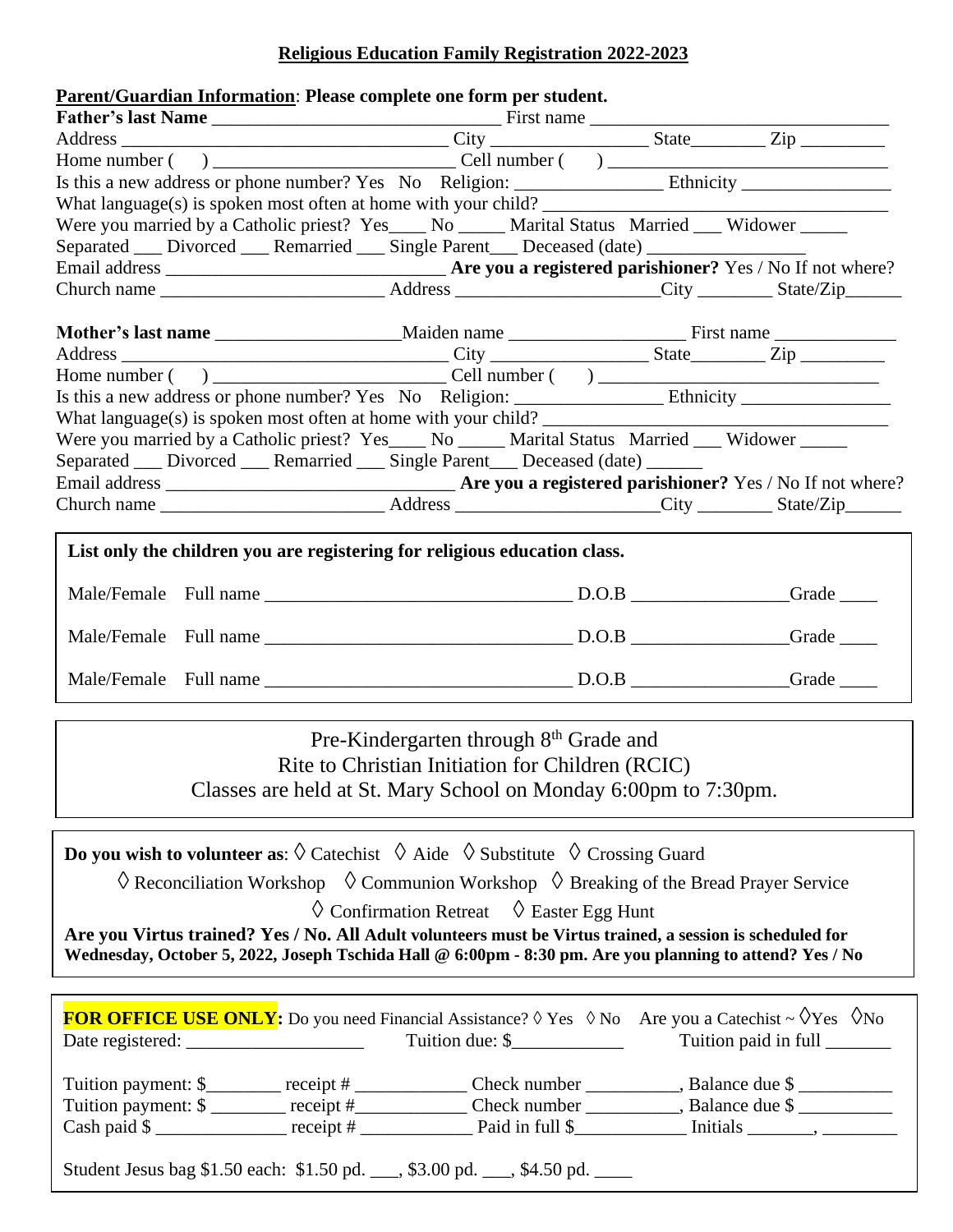# Religious Education Family Registration 2022-2023

**Parent/Guardian Information**: **Please complete one form per student.**

**Father's last Name** ______________________________ First name ______________________________

Address ___________________________________ City ________________ State________ Zip _________

Home number ( ) _________________________ Cell number ( ) ______________________________

Is this a new address or phone number? Yes No Religion: _______________ Ethnicity ________________

What language(s) is spoken most often at home with your child? __________________________________

Were you married by a Catholic priest? Yes____ No _____ Marital Status Married ___ Widower _____

Separated ___ Divorced ___ Remarried ___ Single Parent___ Deceased (date) _________________

Email address ______________________________ **Are you a registered parishioner?** Yes / No If not where?

Church name _______________________ Address _____________________City ________ State/Zip______

**Mother's last name** ___________________Maiden name __________________ First name _____________

Address ___________________________________ City ________________ State________ Zip _________

Home number ( ) _________________________ Cell number ( ) ______________________________

Is this a new address or phone number? Yes No Religion: _______________ Ethnicity ________________

What language(s) is spoken most often at home with your child? __________________________________

Were you married by a Catholic priest? Yes____ No _____ Marital Status Married ___ Widower _____

Separated ___ Divorced ___ Remarried ___ Single Parent___ Deceased (date) ______

Email address ______________________________ **Are you a registered parishioner?** Yes / No If not where?

Church name _______________________ Address _____________________City ________ State/Zip______

**List only the children you are registering for religious education class.**

Male/Female Full name ________________________________ D.O.B ________________Grade ____

Male/Female Full name ________________________________ D.O.B ________________Grade ____

Male/Female Full name ________________________________ D.O.B ________________Grade ____

Pre-Kindergarten through 8th Grade and
Rite to Christian Initiation for Children (RCIC)
Classes are held at St. Mary School on Monday 6:00pm to 7:30pm.

**Do you wish to volunteer as**: ◊ Catechist ◊ Aide ◊ Substitute ◊ Crossing Guard

◊ Reconciliation Workshop ◊ Communion Workshop ◊ Breaking of the Bread Prayer Service

◊ Confirmation Retreat ◊ Easter Egg Hunt

**Are you Virtus trained? Yes / No. All Adult volunteers must be Virtus trained, a session is scheduled for Wednesday, October 5, 2022, Joseph Tschida Hall @ 6:00pm - 8:30 pm. Are you planning to attend? Yes / No**

**FOR OFFICE USE ONLY:** Do you need Financial Assistance? ◊ Yes ◊ No Are you a Catechist ~ ◊Yes ◊No

Date registered: ___________________ Tuition due: $____________ Tuition paid in full _______

Tuition payment: $________ receipt # ____________ Check number __________, Balance due $ __________

Tuition payment: $ ________ receipt #____________ Check number __________, Balance due $ __________

Cash paid $ ______________ receipt # ____________ Paid in full $____________ Initials _______, ________

Student Jesus bag $1.50 each: $1.50 pd. ___, $3.00 pd. ___, $4.50 pd. ____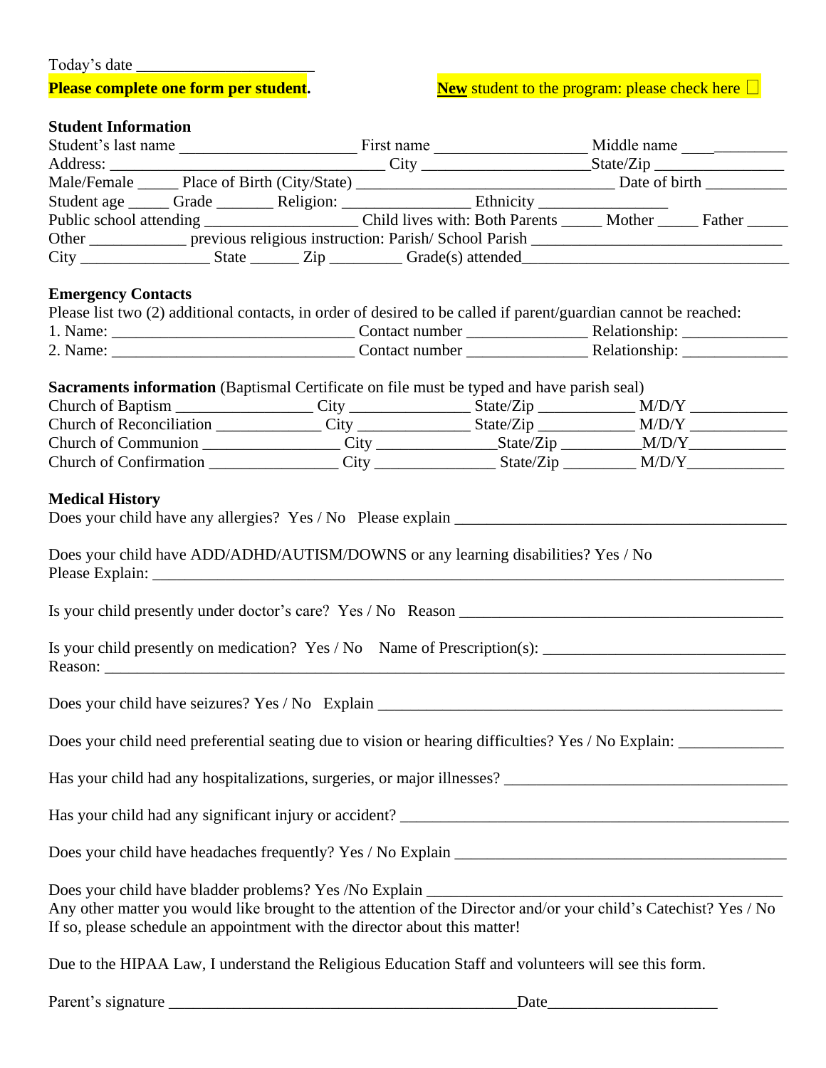Today's date ______________________

**Please complete one form per student.**

**New** student to the program: please check here ☐

**Student Information**

Student's last name _____________________ First name __________________ Middle name ____________
Address: _______________________________ City ____________________State/Zip ________________
Male/Female _____ Place of Birth (City/State) ______________________________ Date of birth __________
Student age _____ Grade _______ Religion: _______________ Ethnicity _______________
Public school attending __________________ Child lives with: Both Parents _____ Mother _____ Father _____
Other ____________ previous religious instruction: Parish/ School Parish ______________________________
City _______________ State ______ Zip _________ Grade(s) attended_______________________________

**Emergency Contacts**

Please list two (2) additional contacts, in order of desired to be called if parent/guardian cannot be reached:
1. Name: ____________________________ Contact number ______________ Relationship: ____________
2. Name: ____________________________ Contact number ______________ Relationship: ____________

**Sacraments information** (Baptismal Certificate on file must be typed and have parish seal)

Church of Baptism ________________ City ______________ State/Zip ____________ M/D/Y ____________
Church of Reconciliation _____________ City ______________ State/Zip ____________ M/D/Y ____________
Church of Communion _________________ City ______________State/Zip __________M/D/Y____________
Church of Confirmation ________________ City ______________ State/Zip _________ M/D/Y____________

**Medical History**

Does your child have any allergies? Yes / No Please explain ________________________________________

Does your child have ADD/ADHD/AUTISM/DOWNS or any learning disabilities? Yes / No
Please Explain: ______________________________________________________________________________

Is your child presently under doctor's care? Yes / No Reason ________________________________________

Is your child presently on medication? Yes / No Name of Prescription(s): ______________________________
Reason: ____________________________________________________________________________________

Does your child have seizures? Yes / No Explain ______________________________________________________

Does your child need preferential seating due to vision or hearing difficulties? Yes / No Explain: ____________

Has your child had any hospitalizations, surgeries, or major illnesses? __________________________________

Has your child had any significant injury or accident? _______________________________________________

Does your child have headaches frequently? Yes / No Explain ________________________________________

Does your child have bladder problems? Yes /No Explain ___________________________________________
Any other matter you would like brought to the attention of the Director and/or your child's Catechist? Yes / No
If so, please schedule an appointment with the director about this matter!

Due to the HIPAA Law, I understand the Religious Education Staff and volunteers will see this form.

Parent's signature ___________________________________________Date_____________________